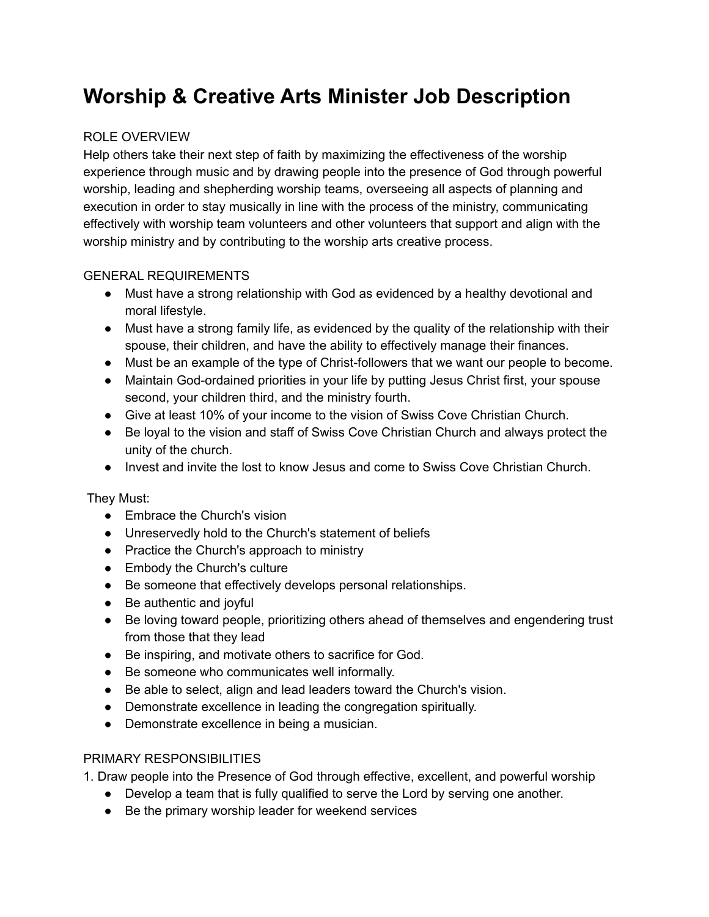# Worship & Creative Arts Minister Job Description

ROLE OVERVIEW

Help others take their next step of faith by maximizing the effectiveness of the worship experience through music and by drawing people into the presence of God through powerful worship, leading and shepherding worship teams, overseeing all aspects of planning and execution in order to stay musically in line with the process of the ministry, communicating effectively with worship team volunteers and other volunteers that support and align with the worship ministry and by contributing to the worship arts creative process.

GENERAL REQUIREMENTS

- Must have a strong relationship with God as evidenced by a healthy devotional and moral lifestyle.
- Must have a strong family life, as evidenced by the quality of the relationship with their spouse, their children, and have the ability to effectively manage their finances.
- Must be an example of the type of Christ-followers that we want our people to become.
- Maintain God-ordained priorities in your life by putting Jesus Christ first, your spouse second, your children third, and the ministry fourth.
- Give at least 10% of your income to the vision of Swiss Cove Christian Church.
- Be loyal to the vision and staff of Swiss Cove Christian Church and always protect the unity of the church.
- Invest and invite the lost to know Jesus and come to Swiss Cove Christian Church.

They Must:

- Embrace the Church's vision
- Unreservedly hold to the Church's statement of beliefs
- Practice the Church's approach to ministry
- Embody the Church's culture
- Be someone that effectively develops personal relationships.
- Be authentic and joyful
- Be loving toward people, prioritizing others ahead of themselves and engendering trust from those that they lead
- Be inspiring, and motivate others to sacrifice for God.
- Be someone who communicates well informally.
- Be able to select, align and lead leaders toward the Church's vision.
- Demonstrate excellence in leading the congregation spiritually.
- Demonstrate excellence in being a musician.

PRIMARY RESPONSIBILITIES

1. Draw people into the Presence of God through effective, excellent, and powerful worship
   - Develop a team that is fully qualified to serve the Lord by serving one another.
   - Be the primary worship leader for weekend services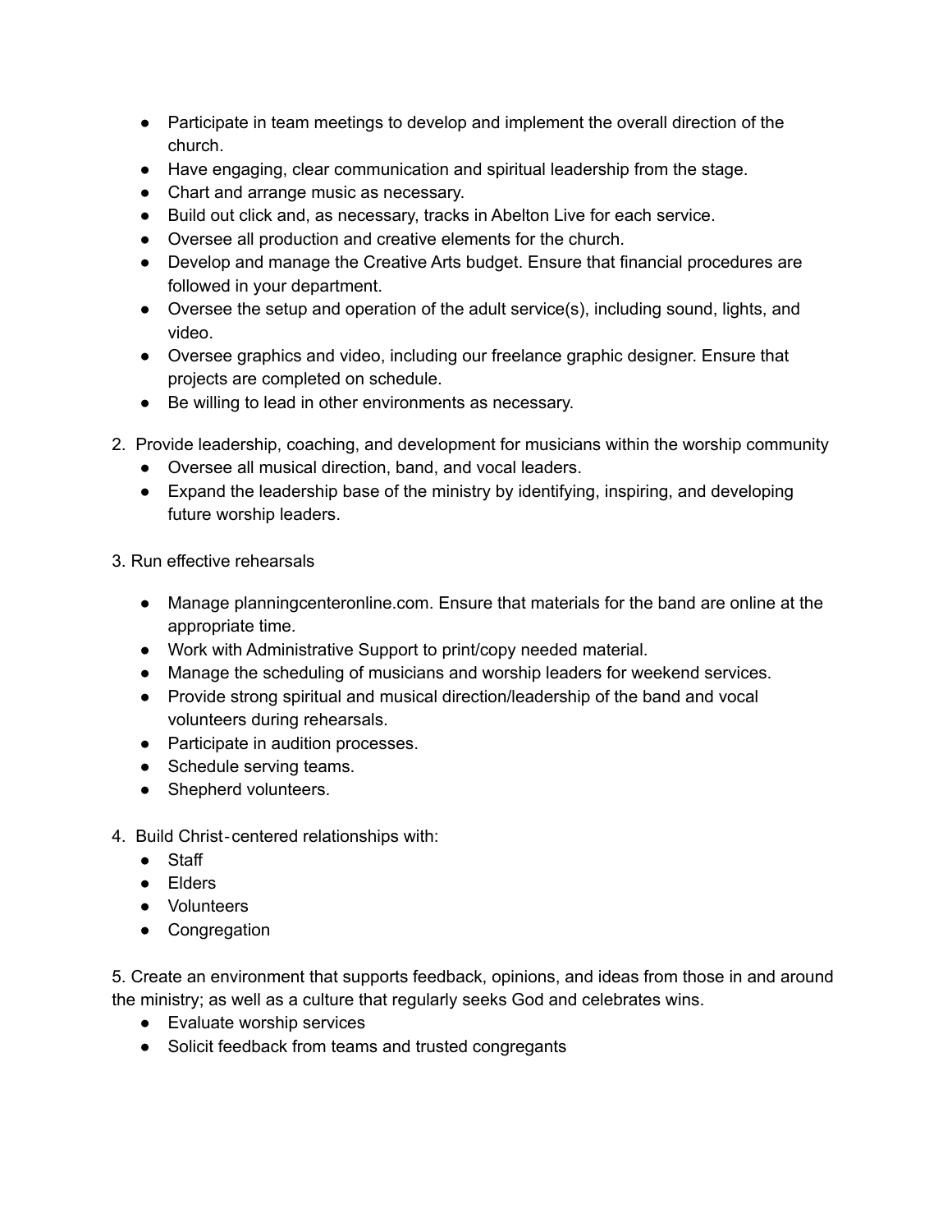- Participate in team meetings to develop and implement the overall direction of the church.
- Have engaging, clear communication and spiritual leadership from the stage.
- Chart and arrange music as necessary.
- Build out click and, as necessary, tracks in Abelton Live for each service.
- Oversee all production and creative elements for the church.
- Develop and manage the Creative Arts budget. Ensure that financial procedures are followed in your department.
- Oversee the setup and operation of the adult service(s), including sound, lights, and video.
- Oversee graphics and video, including our freelance graphic designer. Ensure that projects are completed on schedule.
- Be willing to lead in other environments as necessary.

2. Provide leadership, coaching, and development for musicians within the worship community
   - Oversee all musical direction, band, and vocal leaders.
   - Expand the leadership base of the ministry by identifying, inspiring, and developing future worship leaders.

3. Run effective rehearsals

   - Manage planningcenteronline.com. Ensure that materials for the band are online at the appropriate time.
   - Work with Administrative Support to print/copy needed material.
   - Manage the scheduling of musicians and worship leaders for weekend services.
   - Provide strong spiritual and musical direction/leadership of the band and vocal volunteers during rehearsals.
   - Participate in audition processes.
   - Schedule serving teams.
   - Shepherd volunteers.

4. Build Christ-centered relationships with:
   - Staff
   - Elders
   - Volunteers
   - Congregation

5. Create an environment that supports feedback, opinions, and ideas from those in and around the ministry; as well as a culture that regularly seeks God and celebrates wins.
   - Evaluate worship services
   - Solicit feedback from teams and trusted congregants